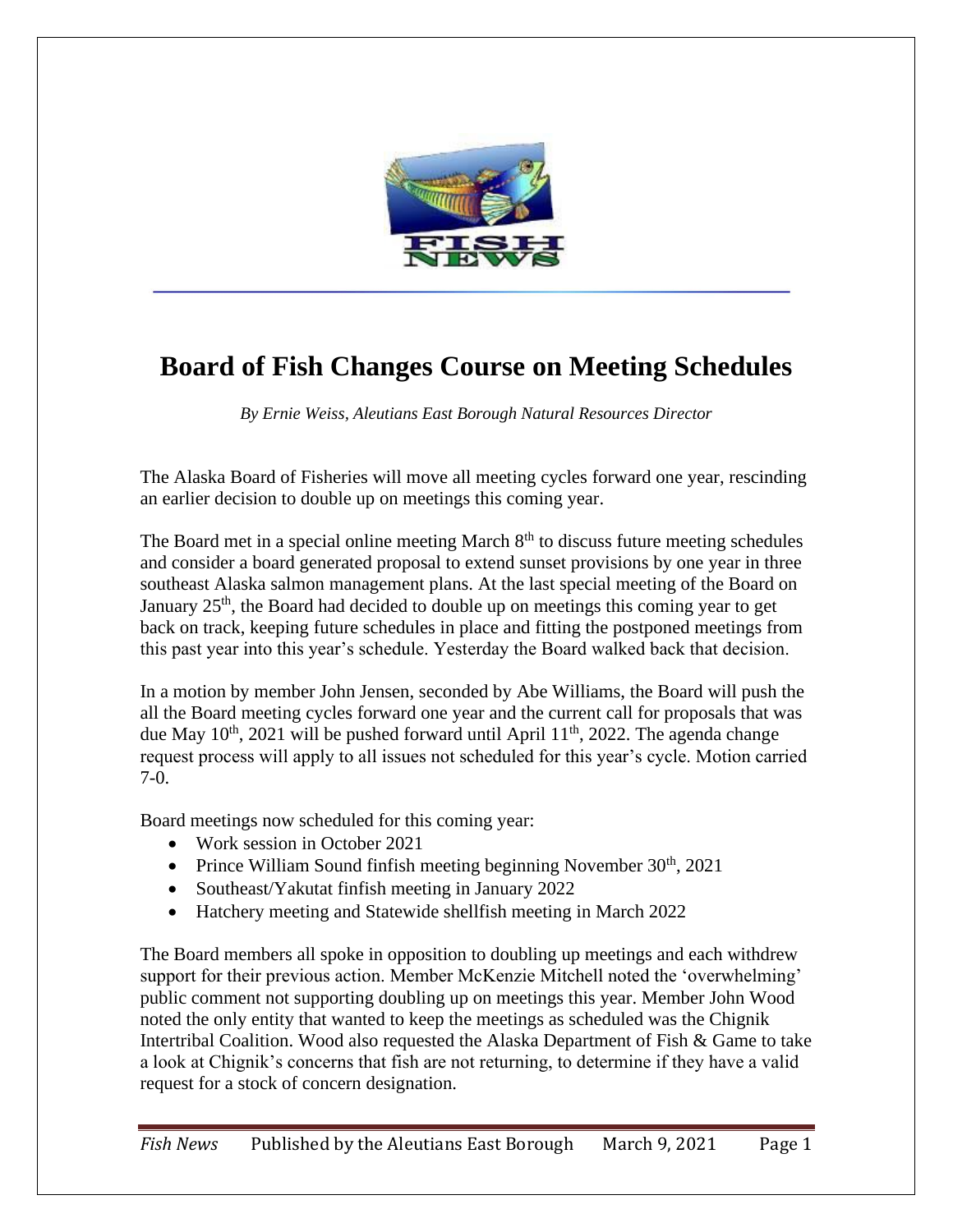# Board of Fish Changes Course on Meeting Schedules

*By Ernie Weiss, Aleutians East Borough Natural Resources Director*

The Alaska Board of Fisheries will move all meeting cycles forward one year, rescinding an earlier decision to double up on meetings this coming year.

The Board met in a special online meeting March 8th to discuss future meeting schedules and consider a board generated proposal to extend sunset provisions by one year in three southeast Alaska salmon management plans. At the last special meeting of the Board on January 25th, the Board had decided to double up on meetings this coming year to get back on track, keeping future schedules in place and fitting the postponed meetings from this past year into this year's schedule. Yesterday the Board walked back that decision.

In a motion by member John Jensen, seconded by Abe Williams, the Board will push the all the Board meeting cycles forward one year and the current call for proposals that was due May 10th, 2021 will be pushed forward until April 11th, 2022. The agenda change request process will apply to all issues not scheduled for this year's cycle. Motion carried 7-0.

Board meetings now scheduled for this coming year:

- Work session in October 2021
- Prince William Sound finfish meeting beginning November 30th, 2021
- Southeast/Yakutat finfish meeting in January 2022
- Hatchery meeting and Statewide shellfish meeting in March 2022

The Board members all spoke in opposition to doubling up meetings and each withdrew support for their previous action. Member McKenzie Mitchell noted the 'overwhelming' public comment not supporting doubling up on meetings this year. Member John Wood noted the only entity that wanted to keep the meetings as scheduled was the Chignik Intertribal Coalition. Wood also requested the Alaska Department of Fish & Game to take a look at Chignik's concerns that fish are not returning, to determine if they have a valid request for a stock of concern designation.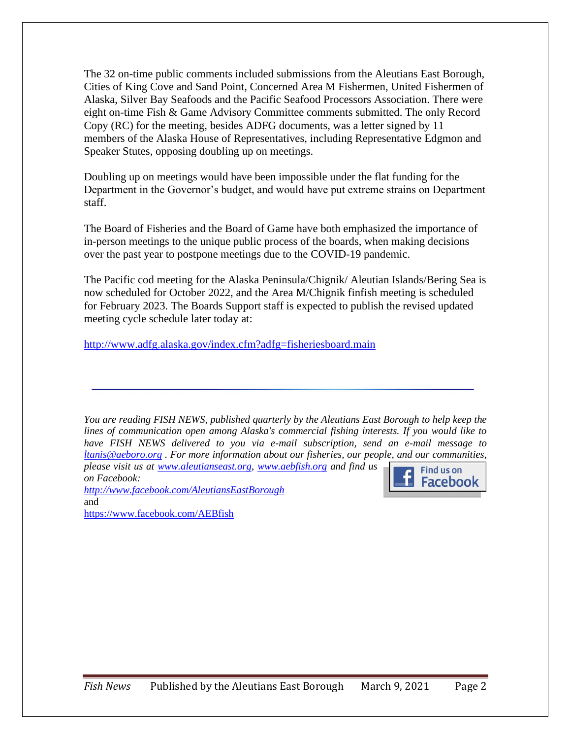The 32 on-time public comments included submissions from the Aleutians East Borough, Cities of King Cove and Sand Point, Concerned Area M Fishermen, United Fishermen of Alaska, Silver Bay Seafoods and the Pacific Seafood Processors Association. There were eight on-time Fish & Game Advisory Committee comments submitted. The only Record Copy (RC) for the meeting, besides ADFG documents, was a letter signed by 11 members of the Alaska House of Representatives, including Representative Edgmon and Speaker Stutes, opposing doubling up on meetings.

Doubling up on meetings would have been impossible under the flat funding for the Department in the Governor's budget, and would have put extreme strains on Department staff.

The Board of Fisheries and the Board of Game have both emphasized the importance of in-person meetings to the unique public process of the boards, when making decisions over the past year to postpone meetings due to the COVID-19 pandemic.

The Pacific cod meeting for the Alaska Peninsula/Chignik/ Aleutian Islands/Bering Sea is now scheduled for October 2022, and the Area M/Chignik finfish meeting is scheduled for February 2023. The Boards Support staff is expected to publish the revised updated meeting cycle schedule later today at:

http://www.adfg.alaska.gov/index.cfm?adfg=fisheriesboard.main

---

*You are reading FISH NEWS, published quarterly by the Aleutians East Borough to help keep the lines of communication open among Alaska's commercial fishing interests. If you would like to have FISH NEWS delivered to you via e-mail subscription, send an e-mail message to ltanis@aeboro.org . For more information about our fisheries, our people, and our communities, please visit us at www.aleutianseast.org, www.aebfish.org and find us on Facebook:*

*http://www.facebook.com/AleutiansEastBorough*

and

https://www.facebook.com/AEBfish

Find us on Facebook